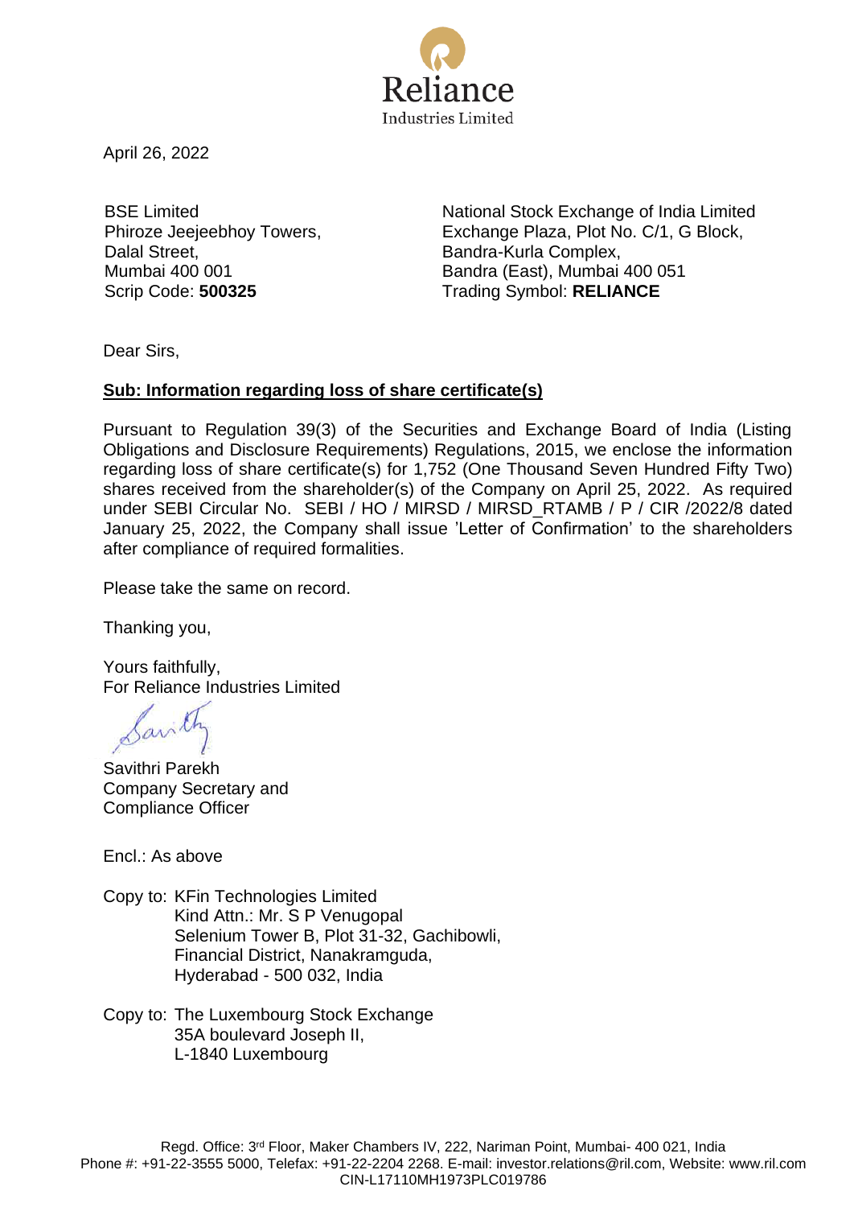April 26, 2022

BSE Limited
Phiroze Jeejeebhoy Towers,
Dalal Street,
Mumbai 400 001
Scrip Code: **500325**

National Stock Exchange of India Limited
Exchange Plaza, Plot No. C/1, G Block,
Bandra-Kurla Complex,
Bandra (East), Mumbai 400 051
Trading Symbol: **RELIANCE**

Dear Sirs,

**Sub: Information regarding loss of share certificate(s)**

Pursuant to Regulation 39(3) of the Securities and Exchange Board of India (Listing Obligations and Disclosure Requirements) Regulations, 2015, we enclose the information regarding loss of share certificate(s) for 1,752 (One Thousand Seven Hundred Fifty Two) shares received from the shareholder(s) of the Company on April 25, 2022. As required under SEBI Circular No. SEBI / HO / MIRSD / MIRSD_RTAMB / P / CIR /2022/8 dated January 25, 2022, the Company shall issue 'Letter of Confirmation' to the shareholders after compliance of required formalities.

Please take the same on record.

Thanking you,

Yours faithfully,
For Reliance Industries Limited

Savithri Parekh
Company Secretary and
Compliance Officer

Encl.: As above

Copy to: KFin Technologies Limited
Kind Attn.: Mr. S P Venugopal
Selenium Tower B, Plot 31-32, Gachibowli,
Financial District, Nanakramguda,
Hyderabad - 500 032, India

Copy to: The Luxembourg Stock Exchange
35A boulevard Joseph II,
L-1840 Luxembourg

Regd. Office: 3rd Floor, Maker Chambers IV, 222, Nariman Point, Mumbai- 400 021, India
Phone #: +91-22-3555 5000, Telefax: +91-22-2204 2268. E-mail: investor.relations@ril.com, Website: www.ril.com
CIN-L17110MH1973PLC019786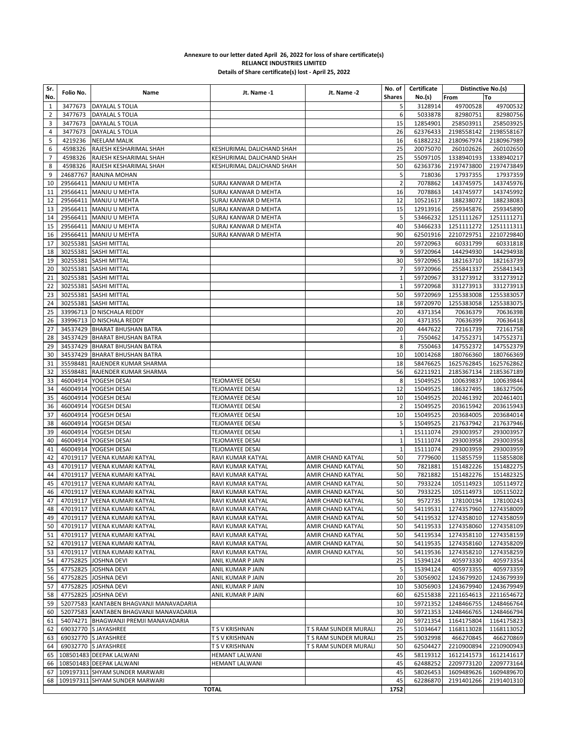**Annexure to our letter dated April 26, 2022 for loss of share certificate(s)**
**RELIANCE INDUSTRIES LIMITED**
**Details of Share certificate(s) lost - April 25, 2022**

| Sr. No. | Folio No. | Name | Jt. Name -1 | Jt. Name -2 | No. of Shares | Certificate No.(s) | Distinctive No.(s) | |
|---|---|---|---|---|---|---|---|---|
| | | | | | | | From | To |
| 1 | 3477673 | DAYALAL S TOLIA | | | 5 | 3128914 | 49700528 | 49700532 |
| 2 | 3477673 | DAYALAL S TOLIA | | | 6 | 5033878 | 82980751 | 82980756 |
| 3 | 3477673 | DAYALAL S TOLIA | | | 15 | 12854901 | 258503911 | 258503925 |
| 4 | 3477673 | DAYALAL S TOLIA | | | 26 | 62376433 | 2198558142 | 2198558167 |
| 5 | 4219236 | NEELAM MALIK | | | 16 | 61882232 | 2180967974 | 2180967989 |
| 6 | 4598326 | RAJESH KESHARIMAL SHAH | KESHURIMAL DALICHAND SHAH | | 25 | 20075070 | 260102626 | 260102650 |
| 7 | 4598326 | RAJESH KESHARIMAL SHAH | KESHURIMAL DALICHAND SHAH | | 25 | 55097105 | 1338940193 | 1338940217 |
| 8 | 4598326 | RAJESH KESHARIMAL SHAH | KESHURIMAL DALICHAND SHAH | | 50 | 62363736 | 2197473800 | 2197473849 |
| 9 | 24687767 | RANJNA MOHAN | | | 5 | 718036 | 17937355 | 17937359 |
| 10 | 29566411 | MANJU U MEHTA | SURAJ KANWAR D MEHTA | | 2 | 7078862 | 143745975 | 143745976 |
| 11 | 29566411 | MANJU U MEHTA | SURAJ KANWAR D MEHTA | | 16 | 7078863 | 143745977 | 143745992 |
| 12 | 29566411 | MANJU U MEHTA | SURAJ KANWAR D MEHTA | | 12 | 10521617 | 188238072 | 188238083 |
| 13 | 29566411 | MANJU U MEHTA | SURAJ KANWAR D MEHTA | | 15 | 12913916 | 259345876 | 259345890 |
| 14 | 29566411 | MANJU U MEHTA | SURAJ KANWAR D MEHTA | | 5 | 53466232 | 1251111267 | 1251111271 |
| 15 | 29566411 | MANJU U MEHTA | SURAJ KANWAR D MEHTA | | 40 | 53466233 | 1251111272 | 1251111311 |
| 16 | 29566411 | MANJU U MEHTA | SURAJ KANWAR D MEHTA | | 90 | 62501916 | 2210729751 | 2210729840 |
| 17 | 30255381 | SASHI MITTAL | | | 20 | 59720963 | 60331799 | 60331818 |
| 18 | 30255381 | SASHI MITTAL | | | 9 | 59720964 | 144294930 | 144294938 |
| 19 | 30255381 | SASHI MITTAL | | | 30 | 59720965 | 182163710 | 182163739 |
| 20 | 30255381 | SASHI MITTAL | | | 7 | 59720966 | 255841337 | 255841343 |
| 21 | 30255381 | SASHI MITTAL | | | 1 | 59720967 | 331273912 | 331273912 |
| 22 | 30255381 | SASHI MITTAL | | | 1 | 59720968 | 331273913 | 331273913 |
| 23 | 30255381 | SASHI MITTAL | | | 50 | 59720969 | 1255383008 | 1255383057 |
| 24 | 30255381 | SASHI MITTAL | | | 18 | 59720970 | 1255383058 | 1255383075 |
| 25 | 33996713 | D NISCHALA REDDY | | | 20 | 4371354 | 70636379 | 70636398 |
| 26 | 33996713 | D NISCHALA REDDY | | | 20 | 4371355 | 70636399 | 70636418 |
| 27 | 34537429 | BHARAT BHUSHAN BATRA | | | 20 | 4447622 | 72161739 | 72161758 |
| 28 | 34537429 | BHARAT BHUSHAN BATRA | | | 1 | 7550462 | 147552371 | 147552371 |
| 29 | 34537429 | BHARAT BHUSHAN BATRA | | | 8 | 7550463 | 147552372 | 147552379 |
| 30 | 34537429 | BHARAT BHUSHAN BATRA | | | 10 | 10014268 | 180766360 | 180766369 |
| 31 | 35598481 | RAJENDER KUMAR SHARMA | | | 18 | 58476625 | 1625762845 | 1625762862 |
| 32 | 35598481 | RAJENDER KUMAR SHARMA | | | 56 | 62211921 | 2185367134 | 2185367189 |
| 33 | 46004914 | YOGESH DESAI | TEJOMAYEE DESAI | | 8 | 15049525 | 100639837 | 100639844 |
| 34 | 46004914 | YOGESH DESAI | TEJOMAYEE DESAI | | 12 | 15049525 | 186327495 | 186327506 |
| 35 | 46004914 | YOGESH DESAI | TEJOMAYEE DESAI | | 10 | 15049525 | 202461392 | 202461401 |
| 36 | 46004914 | YOGESH DESAI | TEJOMAYEE DESAI | | 2 | 15049525 | 203615942 | 203615943 |
| 37 | 46004914 | YOGESH DESAI | TEJOMAYEE DESAI | | 10 | 15049525 | 203684005 | 203684014 |
| 38 | 46004914 | YOGESH DESAI | TEJOMAYEE DESAI | | 5 | 15049525 | 217637942 | 217637946 |
| 39 | 46004914 | YOGESH DESAI | TEJOMAYEE DESAI | | 1 | 15111074 | 293003957 | 293003957 |
| 40 | 46004914 | YOGESH DESAI | TEJOMAYEE DESAI | | 1 | 15111074 | 293003958 | 293003958 |
| 41 | 46004914 | YOGESH DESAI | TEJOMAYEE DESAI | | 1 | 15111074 | 293003959 | 293003959 |
| 42 | 47019117 | VEENA KUMARI KATYAL | RAVI KUMAR KATYAL | AMIR CHAND KATYAL | 50 | 7779600 | 115855759 | 115855808 |
| 43 | 47019117 | VEENA KUMARI KATYAL | RAVI KUMAR KATYAL | AMIR CHAND KATYAL | 50 | 7821881 | 151482226 | 151482275 |
| 44 | 47019117 | VEENA KUMARI KATYAL | RAVI KUMAR KATYAL | AMIR CHAND KATYAL | 50 | 7821882 | 151482276 | 151482325 |
| 45 | 47019117 | VEENA KUMARI KATYAL | RAVI KUMAR KATYAL | AMIR CHAND KATYAL | 50 | 7933224 | 105114923 | 105114972 |
| 46 | 47019117 | VEENA KUMARI KATYAL | RAVI KUMAR KATYAL | AMIR CHAND KATYAL | 50 | 7933225 | 105114973 | 105115022 |
| 47 | 47019117 | VEENA KUMARI KATYAL | RAVI KUMAR KATYAL | AMIR CHAND KATYAL | 50 | 9572735 | 178100194 | 178100243 |
| 48 | 47019117 | VEENA KUMARI KATYAL | RAVI KUMAR KATYAL | AMIR CHAND KATYAL | 50 | 54119531 | 1274357960 | 1274358009 |
| 49 | 47019117 | VEENA KUMARI KATYAL | RAVI KUMAR KATYAL | AMIR CHAND KATYAL | 50 | 54119532 | 1274358010 | 1274358059 |
| 50 | 47019117 | VEENA KUMARI KATYAL | RAVI KUMAR KATYAL | AMIR CHAND KATYAL | 50 | 54119533 | 1274358060 | 1274358109 |
| 51 | 47019117 | VEENA KUMARI KATYAL | RAVI KUMAR KATYAL | AMIR CHAND KATYAL | 50 | 54119534 | 1274358110 | 1274358159 |
| 52 | 47019117 | VEENA KUMARI KATYAL | RAVI KUMAR KATYAL | AMIR CHAND KATYAL | 50 | 54119535 | 1274358160 | 1274358209 |
| 53 | 47019117 | VEENA KUMARI KATYAL | RAVI KUMAR KATYAL | AMIR CHAND KATYAL | 50 | 54119536 | 1274358210 | 1274358259 |
| 54 | 47752825 | JOSHNA DEVI | ANIL KUMAR P JAIN | | 25 | 15394124 | 405973330 | 405973354 |
| 55 | 47752825 | JOSHNA DEVI | ANIL KUMAR P JAIN | | 5 | 15394124 | 405973355 | 405973359 |
| 56 | 47752825 | JOSHNA DEVI | ANIL KUMAR P JAIN | | 20 | 53056902 | 1243679920 | 1243679939 |
| 57 | 47752825 | JOSHNA DEVI | ANIL KUMAR P JAIN | | 10 | 53056903 | 1243679940 | 1243679949 |
| 58 | 47752825 | JOSHNA DEVI | ANIL KUMAR P JAIN | | 60 | 62515838 | 2211654613 | 2211654672 |
| 59 | 52077583 | KANTABEN BHAGVANJI MANAVADARIA | | | 10 | 59721352 | 1248466755 | 1248466764 |
| 60 | 52077583 | KANTABEN BHAGVANJI MANAVADARIA | | | 30 | 59721353 | 1248466765 | 1248466794 |
| 61 | 54074271 | BHAGWANJI PREMJI MANAVADARIA | | | 20 | 59721354 | 1164175804 | 1164175823 |
| 62 | 69032770 | S JAYASHREE | T S V KRISHNAN | T S RAM SUNDER MURALI | 25 | 51034647 | 1168113028 | 1168113052 |
| 63 | 69032770 | S JAYASHREE | T S V KRISHNAN | T S RAM SUNDER MURALI | 25 | 59032998 | 466270845 | 466270869 |
| 64 | 69032770 | S JAYASHREE | T S V KRISHNAN | T S RAM SUNDER MURALI | 50 | 62504427 | 2210900894 | 2210900943 |
| 65 | 108501483 | DEEPAK LALWANI | HEMANT LALWANI | | 45 | 58119312 | 1612141573 | 1612141617 |
| 66 | 108501483 | DEEPAK LALWANI | HEMANT LALWANI | | 45 | 62488252 | 2209773120 | 2209773164 |
| 67 | 109197311 | SHYAM SUNDER MARWARI | | | 45 | 58026453 | 1609489626 | 1609489670 |
| 68 | 109197311 | SHYAM SUNDER MARWARI | | | 45 | 62286870 | 2191401266 | 2191401310 |
| | | **TOTAL** | | | **1752** | | | |